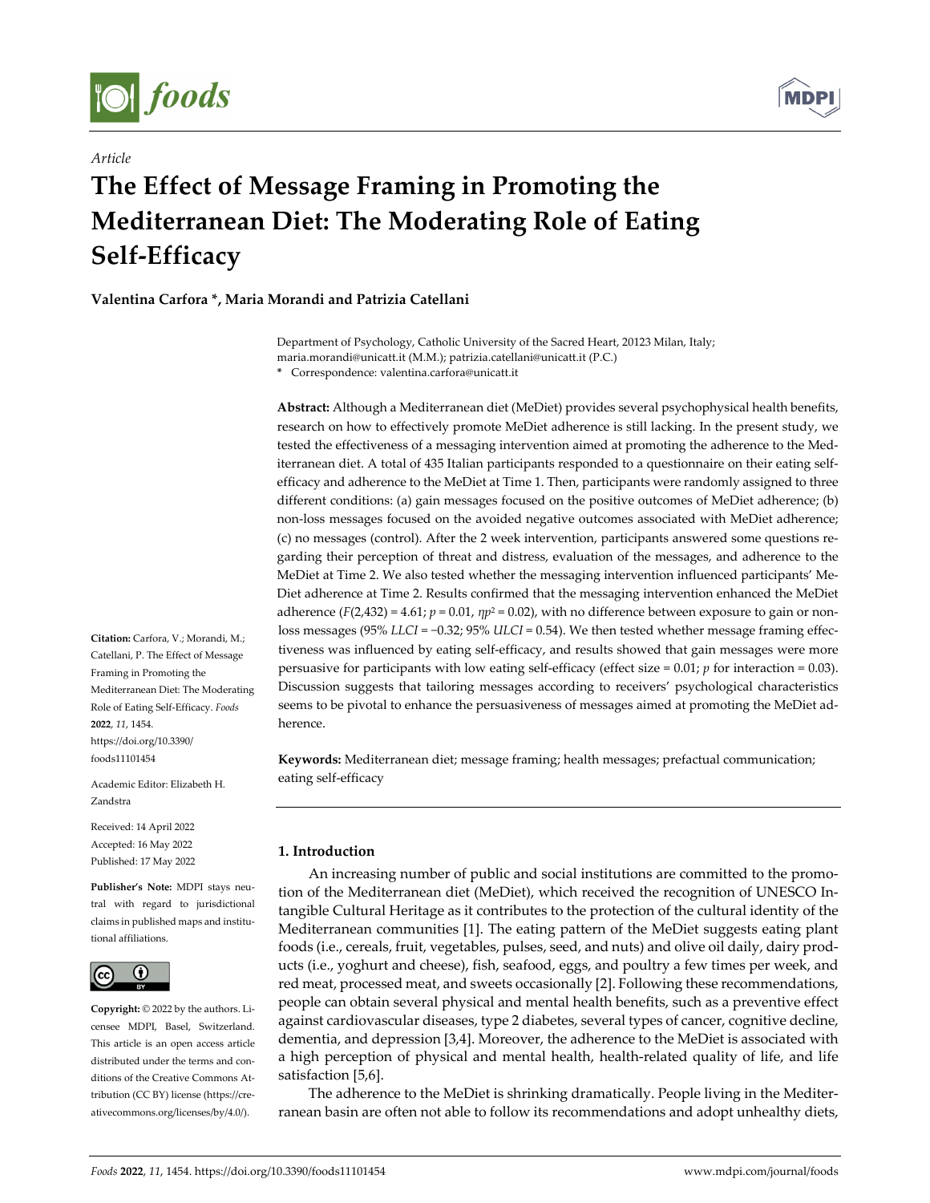*Article*

# The Effect of Message Framing in Promoting the Mediterranean Diet: The Moderating Role of Eating Self-Efficacy

**Valentina Carfora \*, Maria Morandi and Patrizia Catellani**

Department of Psychology, Catholic University of the Sacred Heart, 20123 Milan, Italy; maria.morandi@unicatt.it (M.M.); patrizia.catellani@unicatt.it (P.C.)
\* Correspondence: valentina.carfora@unicatt.it

**Abstract:** Although a Mediterranean diet (MeDiet) provides several psychophysical health benefits, research on how to effectively promote MeDiet adherence is still lacking. In the present study, we tested the effectiveness of a messaging intervention aimed at promoting the adherence to the Mediterranean diet. A total of 435 Italian participants responded to a questionnaire on their eating self-efficacy and adherence to the MeDiet at Time 1. Then, participants were randomly assigned to three different conditions: (a) gain messages focused on the positive outcomes of MeDiet adherence; (b) non-loss messages focused on the avoided negative outcomes associated with MeDiet adherence; (c) no messages (control). After the 2 week intervention, participants answered some questions regarding their perception of threat and distress, evaluation of the messages, and adherence to the MeDiet at Time 2. We also tested whether the messaging intervention influenced participants' MeDiet adherence at Time 2. Results confirmed that the messaging intervention enhanced the MeDiet adherence ($F(2,432) = 4.61$; $p = 0.01$, $\eta p^2 = 0.02$), with no difference between exposure to gain or non-loss messages (95% $LLCI = -0.32$; 95% $ULCI = 0.54$). We then tested whether message framing effectiveness was influenced by eating self-efficacy, and results showed that gain messages were more persuasive for participants with low eating self-efficacy (effect size = 0.01; $p$ for interaction = 0.03). Discussion suggests that tailoring messages according to receivers' psychological characteristics seems to be pivotal to enhance the persuasiveness of messages aimed at promoting the MeDiet adherence.

**Keywords:** Mediterranean diet; message framing; health messages; prefactual communication; eating self-efficacy

**Citation:** Carfora, V.; Morandi, M.; Catellani, P. The Effect of Message Framing in Promoting the Mediterranean Diet: The Moderating Role of Eating Self-Efficacy. *Foods* **2022**, *11*, 1454. https://doi.org/10.3390/foods11101454

Academic Editor: Elizabeth H. Zandstra

Received: 14 April 2022
Accepted: 16 May 2022
Published: 17 May 2022

**Publisher's Note:** MDPI stays neutral with regard to jurisdictional claims in published maps and institutional affiliations.

**Copyright:** © 2022 by the authors. Licensee MDPI, Basel, Switzerland. This article is an open access article distributed under the terms and conditions of the Creative Commons Attribution (CC BY) license (https://creativecommons.org/licenses/by/4.0/).

## 1. Introduction

An increasing number of public and social institutions are committed to the promotion of the Mediterranean diet (MeDiet), which received the recognition of UNESCO Intangible Cultural Heritage as it contributes to the protection of the cultural identity of the Mediterranean communities [1]. The eating pattern of the MeDiet suggests eating plant foods (i.e., cereals, fruit, vegetables, pulses, seed, and nuts) and olive oil daily, dairy products (i.e., yoghurt and cheese), fish, seafood, eggs, and poultry a few times per week, and red meat, processed meat, and sweets occasionally [2]. Following these recommendations, people can obtain several physical and mental health benefits, such as a preventive effect against cardiovascular diseases, type 2 diabetes, several types of cancer, cognitive decline, dementia, and depression [3,4]. Moreover, the adherence to the MeDiet is associated with a high perception of physical and mental health, health-related quality of life, and life satisfaction [5,6].

The adherence to the MeDiet is shrinking dramatically. People living in the Mediterranean basin are often not able to follow its recommendations and adopt unhealthy diets,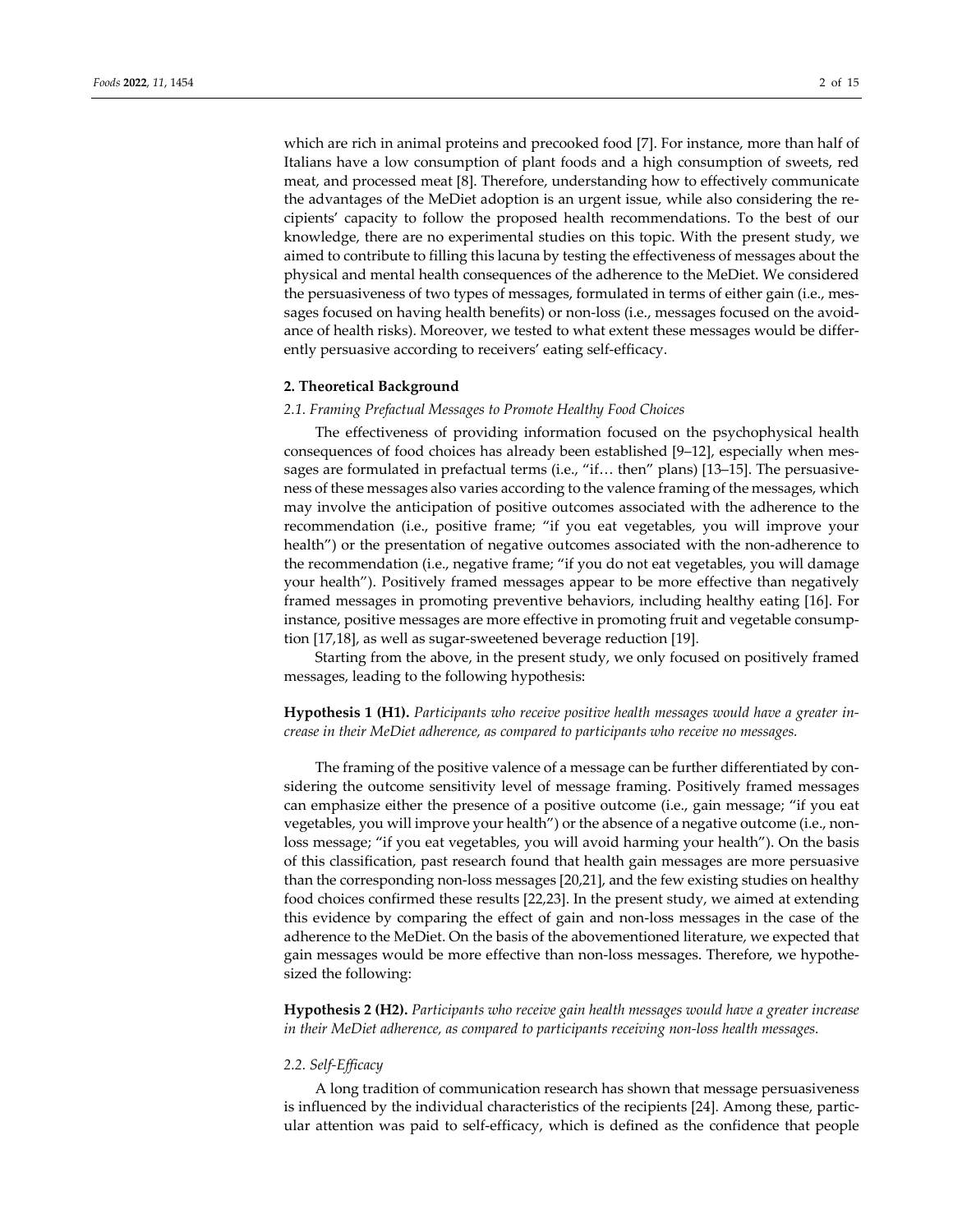which are rich in animal proteins and precooked food [7]. For instance, more than half of Italians have a low consumption of plant foods and a high consumption of sweets, red meat, and processed meat [8]. Therefore, understanding how to effectively communicate the advantages of the MeDiet adoption is an urgent issue, while also considering the recipients' capacity to follow the proposed health recommendations. To the best of our knowledge, there are no experimental studies on this topic. With the present study, we aimed to contribute to filling this lacuna by testing the effectiveness of messages about the physical and mental health consequences of the adherence to the MeDiet. We considered the persuasiveness of two types of messages, formulated in terms of either gain (i.e., messages focused on having health benefits) or non-loss (i.e., messages focused on the avoidance of health risks). Moreover, we tested to what extent these messages would be differently persuasive according to receivers' eating self-efficacy.

## 2. Theoretical Background

### 2.1. Framing Prefactual Messages to Promote Healthy Food Choices

The effectiveness of providing information focused on the psychophysical health consequences of food choices has already been established [9–12], especially when messages are formulated in prefactual terms (i.e., "if… then" plans) [13–15]. The persuasiveness of these messages also varies according to the valence framing of the messages, which may involve the anticipation of positive outcomes associated with the adherence to the recommendation (i.e., positive frame; "if you eat vegetables, you will improve your health") or the presentation of negative outcomes associated with the non-adherence to the recommendation (i.e., negative frame; "if you do not eat vegetables, you will damage your health"). Positively framed messages appear to be more effective than negatively framed messages in promoting preventive behaviors, including healthy eating [16]. For instance, positive messages are more effective in promoting fruit and vegetable consumption [17,18], as well as sugar-sweetened beverage reduction [19].

Starting from the above, in the present study, we only focused on positively framed messages, leading to the following hypothesis:

**Hypothesis 1 (H1).** *Participants who receive positive health messages would have a greater increase in their MeDiet adherence, as compared to participants who receive no messages.*

The framing of the positive valence of a message can be further differentiated by considering the outcome sensitivity level of message framing. Positively framed messages can emphasize either the presence of a positive outcome (i.e., gain message; "if you eat vegetables, you will improve your health") or the absence of a negative outcome (i.e., non-loss message; "if you eat vegetables, you will avoid harming your health"). On the basis of this classification, past research found that health gain messages are more persuasive than the corresponding non-loss messages [20,21], and the few existing studies on healthy food choices confirmed these results [22,23]. In the present study, we aimed at extending this evidence by comparing the effect of gain and non-loss messages in the case of the adherence to the MeDiet. On the basis of the abovementioned literature, we expected that gain messages would be more effective than non-loss messages. Therefore, we hypothesized the following:

**Hypothesis 2 (H2).** *Participants who receive gain health messages would have a greater increase in their MeDiet adherence, as compared to participants receiving non-loss health messages.*

### 2.2. Self-Efficacy

A long tradition of communication research has shown that message persuasiveness is influenced by the individual characteristics of the recipients [24]. Among these, particular attention was paid to self-efficacy, which is defined as the confidence that people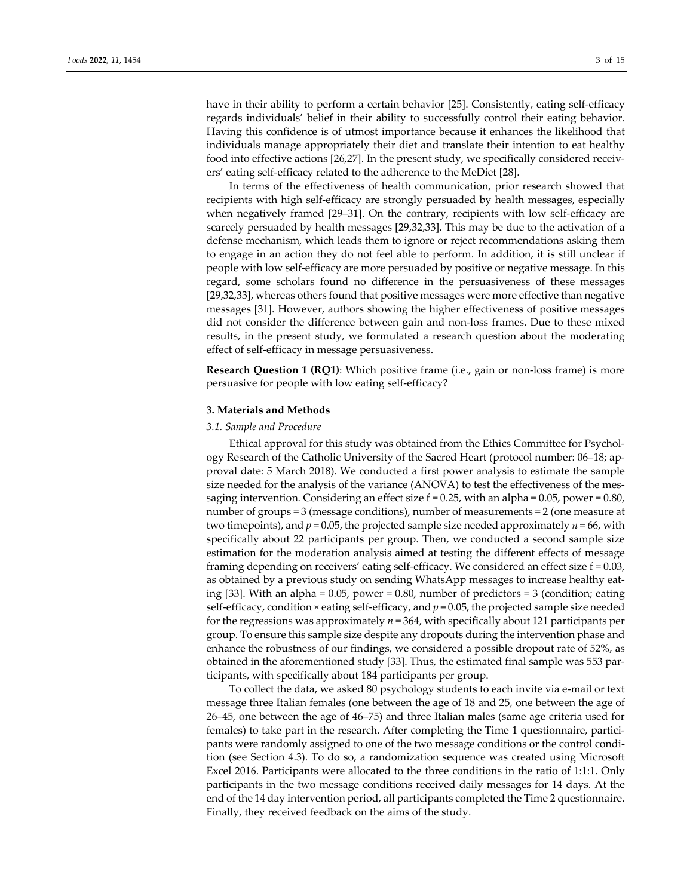have in their ability to perform a certain behavior [25]. Consistently, eating self-efficacy regards individuals' belief in their ability to successfully control their eating behavior. Having this confidence is of utmost importance because it enhances the likelihood that individuals manage appropriately their diet and translate their intention to eat healthy food into effective actions [26,27]. In the present study, we specifically considered receivers' eating self-efficacy related to the adherence to the MeDiet [28].

In terms of the effectiveness of health communication, prior research showed that recipients with high self-efficacy are strongly persuaded by health messages, especially when negatively framed [29–31]. On the contrary, recipients with low self-efficacy are scarcely persuaded by health messages [29,32,33]. This may be due to the activation of a defense mechanism, which leads them to ignore or reject recommendations asking them to engage in an action they do not feel able to perform. In addition, it is still unclear if people with low self-efficacy are more persuaded by positive or negative message. In this regard, some scholars found no difference in the persuasiveness of these messages [29,32,33], whereas others found that positive messages were more effective than negative messages [31]. However, authors showing the higher effectiveness of positive messages did not consider the difference between gain and non-loss frames. Due to these mixed results, in the present study, we formulated a research question about the moderating effect of self-efficacy in message persuasiveness.

**Research Question 1 (RQ1)**: Which positive frame (i.e., gain or non-loss frame) is more persuasive for people with low eating self-efficacy?

## 3. Materials and Methods

### *3.1. Sample and Procedure*

Ethical approval for this study was obtained from the Ethics Committee for Psychology Research of the Catholic University of the Sacred Heart (protocol number: 06–18; approval date: 5 March 2018). We conducted a first power analysis to estimate the sample size needed for the analysis of the variance (ANOVA) to test the effectiveness of the messaging intervention. Considering an effect size $f = 0.25$, with an alpha = 0.05, power = 0.80, number of groups = 3 (message conditions), number of measurements = 2 (one measure at two timepoints), and $p = 0.05$, the projected sample size needed approximately $n = 66$, with specifically about 22 participants per group. Then, we conducted a second sample size estimation for the moderation analysis aimed at testing the different effects of message framing depending on receivers' eating self-efficacy. We considered an effect size $f = 0.03$, as obtained by a previous study on sending WhatsApp messages to increase healthy eating [33]. With an alpha = 0.05, power = 0.80, number of predictors = 3 (condition; eating self-efficacy, condition × eating self-efficacy, and $p = 0.05$, the projected sample size needed for the regressions was approximately $n = 364$, with specifically about 121 participants per group. To ensure this sample size despite any dropouts during the intervention phase and enhance the robustness of our findings, we considered a possible dropout rate of 52%, as obtained in the aforementioned study [33]. Thus, the estimated final sample was 553 participants, with specifically about 184 participants per group.

To collect the data, we asked 80 psychology students to each invite via e-mail or text message three Italian females (one between the age of 18 and 25, one between the age of 26–45, one between the age of 46–75) and three Italian males (same age criteria used for females) to take part in the research. After completing the Time 1 questionnaire, participants were randomly assigned to one of the two message conditions or the control condition (see Section 4.3). To do so, a randomization sequence was created using Microsoft Excel 2016. Participants were allocated to the three conditions in the ratio of 1:1:1. Only participants in the two message conditions received daily messages for 14 days. At the end of the 14 day intervention period, all participants completed the Time 2 questionnaire. Finally, they received feedback on the aims of the study.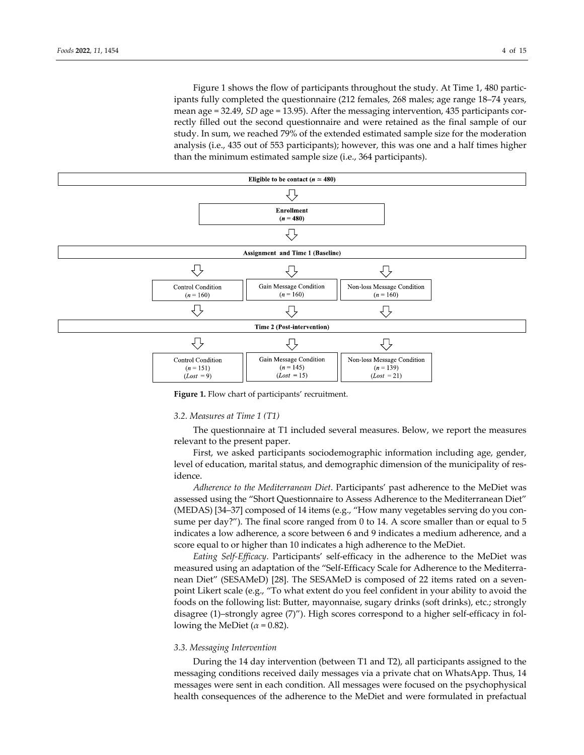Figure 1 shows the flow of participants throughout the study. At Time 1, 480 participants fully completed the questionnaire (212 females, 268 males; age range 18–74 years, mean age = 32.49, *SD* age = 13.95). After the messaging intervention, 435 participants correctly filled out the second questionnaire and were retained as the final sample of our study. In sum, we reached 79% of the extended estimated sample size for the moderation analysis (i.e., 435 out of 553 participants); however, this was one and a half times higher than the minimum estimated sample size (i.e., 364 participants).

**Eligible to be contact ($n \simeq 480$)**

**Enrollment ($n = 480$)**

**Assignment and Time 1 (Baseline)**

| Control Condition | Gain Message Condition | Non-loss Message Condition |
|---|---|---|
| ($n = 160$) | ($n = 160$) | ($n = 160$) |

**Time 2 (Post-intervention)**

| Control Condition | Gain Message Condition | Non-loss Message Condition |
|---|---|---|
| ($n = 151$) | ($n = 145$) | ($n = 139$) |
| (*Lost* = 9) | (*Lost* = 15) | (*Lost* = 21) |

**Figure 1.** Flow chart of participants' recruitment.

### 3.2. Measures at Time 1 (T1)

The questionnaire at T1 included several measures. Below, we report the measures relevant to the present paper.

First, we asked participants sociodemographic information including age, gender, level of education, marital status, and demographic dimension of the municipality of residence.

*Adherence to the Mediterranean Diet*. Participants' past adherence to the MeDiet was assessed using the "Short Questionnaire to Assess Adherence to the Mediterranean Diet" (MEDAS) [34–37] composed of 14 items (e.g., "How many vegetables serving do you consume per day?"). The final score ranged from 0 to 14. A score smaller than or equal to 5 indicates a low adherence, a score between 6 and 9 indicates a medium adherence, and a score equal to or higher than 10 indicates a high adherence to the MeDiet.

*Eating Self-Efficacy*. Participants' self-efficacy in the adherence to the MeDiet was measured using an adaptation of the "Self-Efficacy Scale for Adherence to the Mediterranean Diet" (SESAMeD) [28]. The SESAMeD is composed of 22 items rated on a seven-point Likert scale (e.g., "To what extent do you feel confident in your ability to avoid the foods on the following list: Butter, mayonnaise, sugary drinks (soft drinks), etc.; strongly disagree (1)–strongly agree (7)"). High scores correspond to a higher self-efficacy in following the MeDiet ($\alpha = 0.82$).

### 3.3. Messaging Intervention

During the 14 day intervention (between T1 and T2), all participants assigned to the messaging conditions received daily messages via a private chat on WhatsApp. Thus, 14 messages were sent in each condition. All messages were focused on the psychophysical health consequences of the adherence to the MeDiet and were formulated in prefactual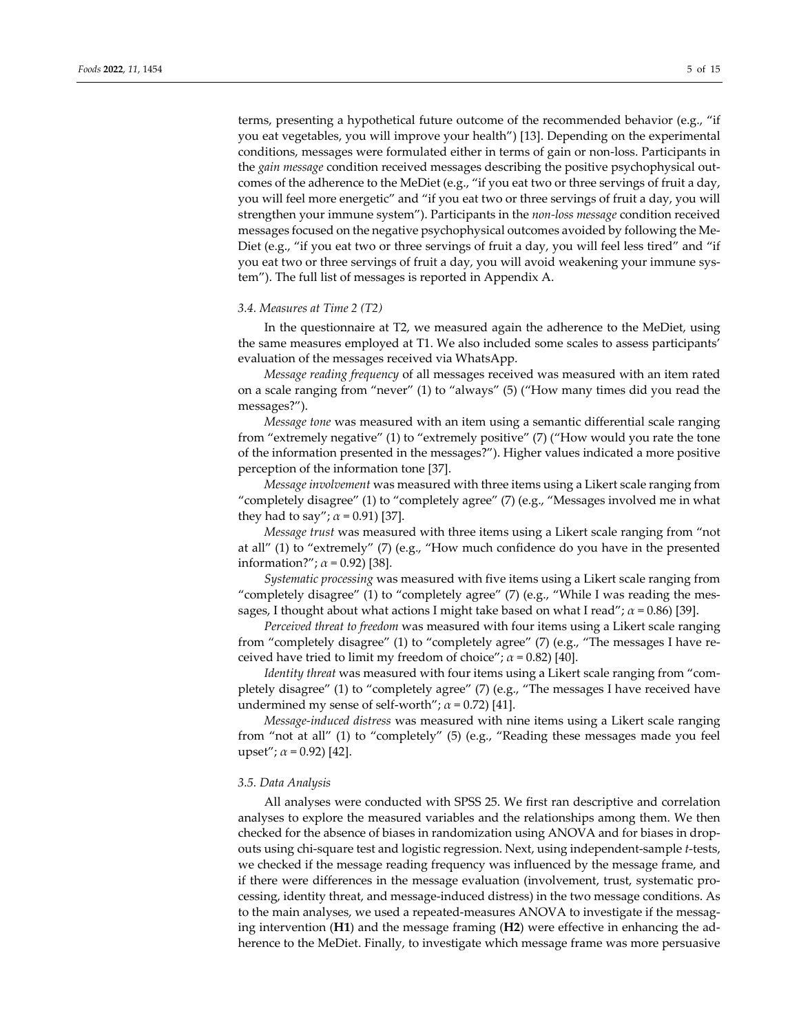terms, presenting a hypothetical future outcome of the recommended behavior (e.g., "if you eat vegetables, you will improve your health") [13]. Depending on the experimental conditions, messages were formulated either in terms of gain or non-loss. Participants in the *gain message* condition received messages describing the positive psychophysical outcomes of the adherence to the MeDiet (e.g., "if you eat two or three servings of fruit a day, you will feel more energetic" and "if you eat two or three servings of fruit a day, you will strengthen your immune system"). Participants in the *non-loss message* condition received messages focused on the negative psychophysical outcomes avoided by following the MeDiet (e.g., "if you eat two or three servings of fruit a day, you will feel less tired" and "if you eat two or three servings of fruit a day, you will avoid weakening your immune system"). The full list of messages is reported in Appendix A.

### 3.4. Measures at Time 2 (T2)

In the questionnaire at T2, we measured again the adherence to the MeDiet, using the same measures employed at T1. We also included some scales to assess participants' evaluation of the messages received via WhatsApp.

*Message reading frequency* of all messages received was measured with an item rated on a scale ranging from "never" (1) to "always" (5) ("How many times did you read the messages?").

*Message tone* was measured with an item using a semantic differential scale ranging from "extremely negative" (1) to "extremely positive" (7) ("How would you rate the tone of the information presented in the messages?"). Higher values indicated a more positive perception of the information tone [37].

*Message involvement* was measured with three items using a Likert scale ranging from "completely disagree" (1) to "completely agree" (7) (e.g., "Messages involved me in what they had to say"; $\alpha = 0.91$) [37].

*Message trust* was measured with three items using a Likert scale ranging from "not at all" (1) to "extremely" (7) (e.g., "How much confidence do you have in the presented information?"; $\alpha = 0.92$) [38].

*Systematic processing* was measured with five items using a Likert scale ranging from "completely disagree" (1) to "completely agree" (7) (e.g., "While I was reading the messages, I thought about what actions I might take based on what I read"; $\alpha = 0.86$) [39].

*Perceived threat to freedom* was measured with four items using a Likert scale ranging from "completely disagree" (1) to "completely agree" (7) (e.g., "The messages I have received have tried to limit my freedom of choice"; $\alpha = 0.82$) [40].

*Identity threat* was measured with four items using a Likert scale ranging from "completely disagree" (1) to "completely agree" (7) (e.g., "The messages I have received have undermined my sense of self-worth"; $\alpha = 0.72$) [41].

*Message-induced distress* was measured with nine items using a Likert scale ranging from "not at all" (1) to "completely" (5) (e.g., "Reading these messages made you feel upset"; $\alpha = 0.92$) [42].

### 3.5. Data Analysis

All analyses were conducted with SPSS 25. We first ran descriptive and correlation analyses to explore the measured variables and the relationships among them. We then checked for the absence of biases in randomization using ANOVA and for biases in dropouts using chi-square test and logistic regression. Next, using independent-sample *t*-tests, we checked if the message reading frequency was influenced by the message frame, and if there were differences in the message evaluation (involvement, trust, systematic processing, identity threat, and message-induced distress) in the two message conditions. As to the main analyses, we used a repeated-measures ANOVA to investigate if the messaging intervention (**H1**) and the message framing (**H2**) were effective in enhancing the adherence to the MeDiet. Finally, to investigate which message frame was more persuasive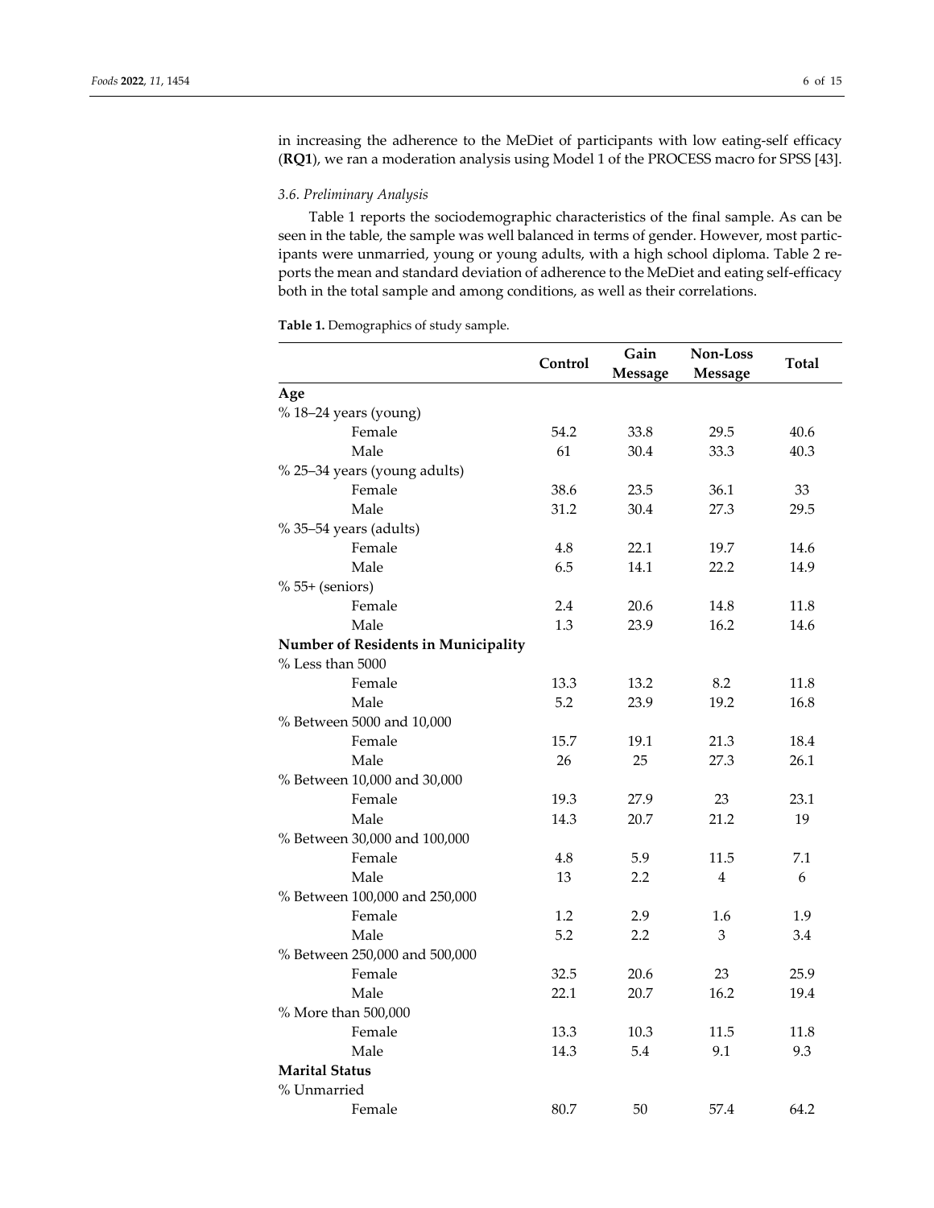in increasing the adherence to the MeDiet of participants with low eating-self efficacy (**RQ1**), we ran a moderation analysis using Model 1 of the PROCESS macro for SPSS [43].

### *3.6. Preliminary Analysis*

Table 1 reports the sociodemographic characteristics of the final sample. As can be seen in the table, the sample was well balanced in terms of gender. However, most participants were unmarried, young or young adults, with a high school diploma. Table 2 reports the mean and standard deviation of adherence to the MeDiet and eating self-efficacy both in the total sample and among conditions, as well as their correlations.

**Table 1.** Demographics of study sample.

| | Control | Gain Message | Non-Loss Message | Total |
|---|---|---|---|---|
| **Age** | | | | |
| % 18–24 years (young) | | | | |
| Female | 54.2 | 33.8 | 29.5 | 40.6 |
| Male | 61 | 30.4 | 33.3 | 40.3 |
| % 25–34 years (young adults) | | | | |
| Female | 38.6 | 23.5 | 36.1 | 33 |
| Male | 31.2 | 30.4 | 27.3 | 29.5 |
| % 35–54 years (adults) | | | | |
| Female | 4.8 | 22.1 | 19.7 | 14.6 |
| Male | 6.5 | 14.1 | 22.2 | 14.9 |
| % 55+ (seniors) | | | | |
| Female | 2.4 | 20.6 | 14.8 | 11.8 |
| Male | 1.3 | 23.9 | 16.2 | 14.6 |
| **Number of Residents in Municipality** | | | | |
| % Less than 5000 | | | | |
| Female | 13.3 | 13.2 | 8.2 | 11.8 |
| Male | 5.2 | 23.9 | 19.2 | 16.8 |
| % Between 5000 and 10,000 | | | | |
| Female | 15.7 | 19.1 | 21.3 | 18.4 |
| Male | 26 | 25 | 27.3 | 26.1 |
| % Between 10,000 and 30,000 | | | | |
| Female | 19.3 | 27.9 | 23 | 23.1 |
| Male | 14.3 | 20.7 | 21.2 | 19 |
| % Between 30,000 and 100,000 | | | | |
| Female | 4.8 | 5.9 | 11.5 | 7.1 |
| Male | 13 | 2.2 | 4 | 6 |
| % Between 100,000 and 250,000 | | | | |
| Female | 1.2 | 2.9 | 1.6 | 1.9 |
| Male | 5.2 | 2.2 | 3 | 3.4 |
| % Between 250,000 and 500,000 | | | | |
| Female | 32.5 | 20.6 | 23 | 25.9 |
| Male | 22.1 | 20.7 | 16.2 | 19.4 |
| % More than 500,000 | | | | |
| Female | 13.3 | 10.3 | 11.5 | 11.8 |
| Male | 14.3 | 5.4 | 9.1 | 9.3 |
| **Marital Status** | | | | |
| % Unmarried | | | | |
| Female | 80.7 | 50 | 57.4 | 64.2 |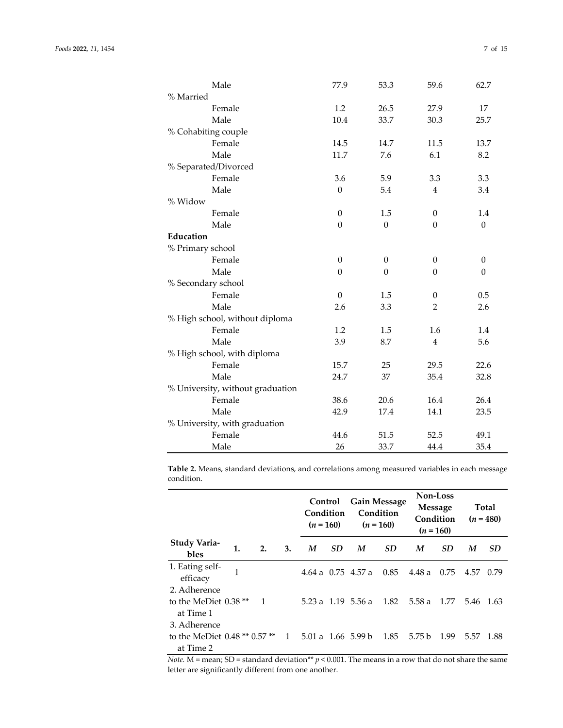| | | | | |
|---|---|---|---|---|
| Male | 77.9 | 53.3 | 59.6 | 62.7 |
| % Married | | | | |
| Female | 1.2 | 26.5 | 27.9 | 17 |
| Male | 10.4 | 33.7 | 30.3 | 25.7 |
| % Cohabiting couple | | | | |
| Female | 14.5 | 14.7 | 11.5 | 13.7 |
| Male | 11.7 | 7.6 | 6.1 | 8.2 |
| % Separated/Divorced | | | | |
| Female | 3.6 | 5.9 | 3.3 | 3.3 |
| Male | 0 | 5.4 | 4 | 3.4 |
| % Widow | | | | |
| Female | 0 | 1.5 | 0 | 1.4 |
| Male | 0 | 0 | 0 | 0 |
| **Education** | | | | |
| % Primary school | | | | |
| Female | 0 | 0 | 0 | 0 |
| Male | 0 | 0 | 0 | 0 |
| % Secondary school | | | | |
| Female | 0 | 1.5 | 0 | 0.5 |
| Male | 2.6 | 3.3 | 2 | 2.6 |
| % High school, without diploma | | | | |
| Female | 1.2 | 1.5 | 1.6 | 1.4 |
| Male | 3.9 | 8.7 | 4 | 5.6 |
| % High school, with diploma | | | | |
| Female | 15.7 | 25 | 29.5 | 22.6 |
| Male | 24.7 | 37 | 35.4 | 32.8 |
| % University, without graduation | | | | |
| Female | 38.6 | 20.6 | 16.4 | 26.4 |
| Male | 42.9 | 17.4 | 14.1 | 23.5 |
| % University, with graduation | | | | |
| Female | 44.6 | 51.5 | 52.5 | 49.1 |
| Male | 26 | 33.7 | 44.4 | 35.4 |

**Table 2.** Means, standard deviations, and correlations among measured variables in each message condition.

| | | | | Control Condition ($n$ = 160) | | Gain Message Condition ($n$ = 160) | | Non-Loss Message Condition ($n$ = 160) | | Total ($n$ = 480) | |
|---|---|---|---|---|---|---|---|---|---|---|---|
| **Study Variables** | **1.** | **2.** | **3.** | ***M*** | ***SD*** | ***M*** | ***SD*** | ***M*** | ***SD*** | ***M*** | ***SD*** |
| 1. Eating self-efficacy | 1 | | | 4.64 a | 0.75 | 4.57 a | 0.85 | 4.48 a | 0.75 | 4.57 | 0.79 |
| 2. Adherence to the MeDiet at Time 1 | 0.38 ** | 1 | | 5.23 a | 1.19 | 5.56 a | 1.82 | 5.58 a | 1.77 | 5.46 | 1.63 |
| 3. Adherence to the MeDiet at Time 2 | 0.48 ** | 0.57 ** | 1 | 5.01 a | 1.66 | 5.99 b | 1.85 | 5.75 b | 1.99 | 5.57 | 1.88 |

*Note.* M = mean; SD = standard deviation** $p < 0.001$. The means in a row that do not share the same letter are significantly different from one another.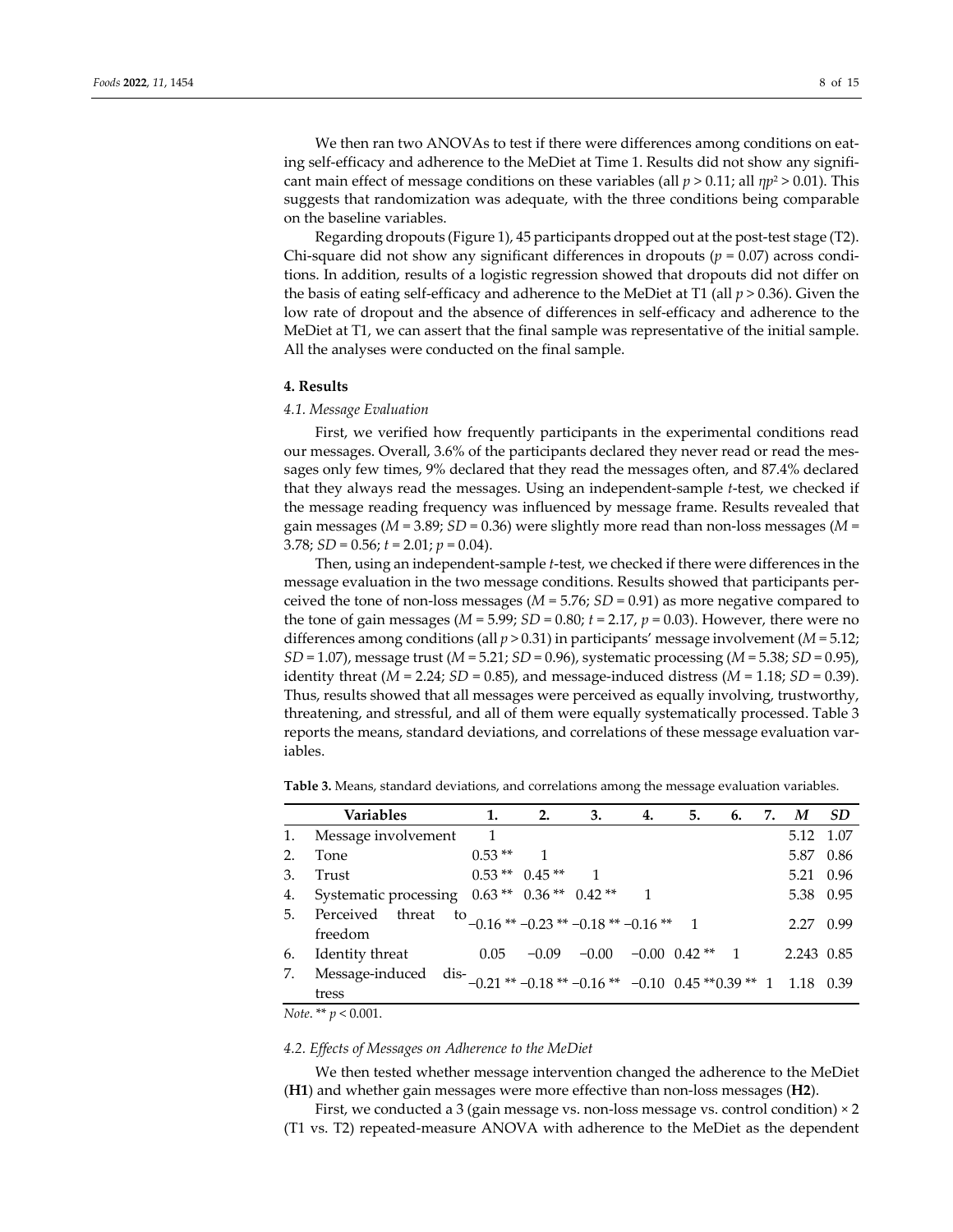We then ran two ANOVAs to test if there were differences among conditions on eating self-efficacy and adherence to the MeDiet at Time 1. Results did not show any significant main effect of message conditions on these variables (all $p > 0.11$; all $\eta p^2 > 0.01$). This suggests that randomization was adequate, with the three conditions being comparable on the baseline variables.

Regarding dropouts (Figure 1), 45 participants dropped out at the post-test stage (T2). Chi-square did not show any significant differences in dropouts ($p = 0.07$) across conditions. In addition, results of a logistic regression showed that dropouts did not differ on the basis of eating self-efficacy and adherence to the MeDiet at T1 (all $p > 0.36$). Given the low rate of dropout and the absence of differences in self-efficacy and adherence to the MeDiet at T1, we can assert that the final sample was representative of the initial sample. All the analyses were conducted on the final sample.

## 4. Results

### *4.1. Message Evaluation*

First, we verified how frequently participants in the experimental conditions read our messages. Overall, 3.6% of the participants declared they never read or read the messages only few times, 9% declared that they read the messages often, and 87.4% declared that they always read the messages. Using an independent-sample *t*-test, we checked if the message reading frequency was influenced by message frame. Results revealed that gain messages ($M = 3.89$; $SD = 0.36$) were slightly more read than non-loss messages ($M = 3.78$; $SD = 0.56$; $t = 2.01$; $p = 0.04$).

Then, using an independent-sample *t*-test, we checked if there were differences in the message evaluation in the two message conditions. Results showed that participants perceived the tone of non-loss messages ($M = 5.76$; $SD = 0.91$) as more negative compared to the tone of gain messages ($M = 5.99$; $SD = 0.80$; $t = 2.17$, $p = 0.03$). However, there were no differences among conditions (all $p > 0.31$) in participants' message involvement ($M = 5.12$; $SD = 1.07$), message trust ($M = 5.21$; $SD = 0.96$), systematic processing ($M = 5.38$; $SD = 0.95$), identity threat ($M = 2.24$; $SD = 0.85$), and message-induced distress ($M = 1.18$; $SD = 0.39$). Thus, results showed that all messages were perceived as equally involving, trustworthy, threatening, and stressful, and all of them were equally systematically processed. Table 3 reports the means, standard deviations, and correlations of these message evaluation variables.

**Table 3.** Means, standard deviations, and correlations among the message evaluation variables.

| | Variables | 1. | 2. | 3. | 4. | 5. | 6. | 7. | *M* | *SD* |
|---|---|---|---|---|---|---|---|---|---|---|
| 1. | Message involvement | 1 | | | | | | | 5.12 | 1.07 |
| 2. | Tone | 0.53 ** | 1 | | | | | | 5.87 | 0.86 |
| 3. | Trust | 0.53 ** | 0.45 ** | 1 | | | | | 5.21 | 0.96 |
| 4. | Systematic processing | 0.63 ** | 0.36 ** | 0.42 ** | 1 | | | | 5.38 | 0.95 |
| 5. | Perceived threat to freedom | −0.16 ** | −0.23 ** | −0.18 ** | −0.16 ** | 1 | | | 2.27 | 0.99 |
| 6. | Identity threat | 0.05 | −0.09 | −0.00 | −0.00 | 0.42 ** | 1 | | 2.243 | 0.85 |
| 7. | Message-induced distress | −0.21 ** | −0.18 ** | −0.16 ** | −0.10 | 0.45 ** | 0.39 ** | 1 | 1.18 | 0.39 |

*Note.* ** $p < 0.001$.

### *4.2. Effects of Messages on Adherence to the MeDiet*

We then tested whether message intervention changed the adherence to the MeDiet (**H1**) and whether gain messages were more effective than non-loss messages (**H2**).

First, we conducted a 3 (gain message vs. non-loss message vs. control condition) × 2 (T1 vs. T2) repeated-measure ANOVA with adherence to the MeDiet as the dependent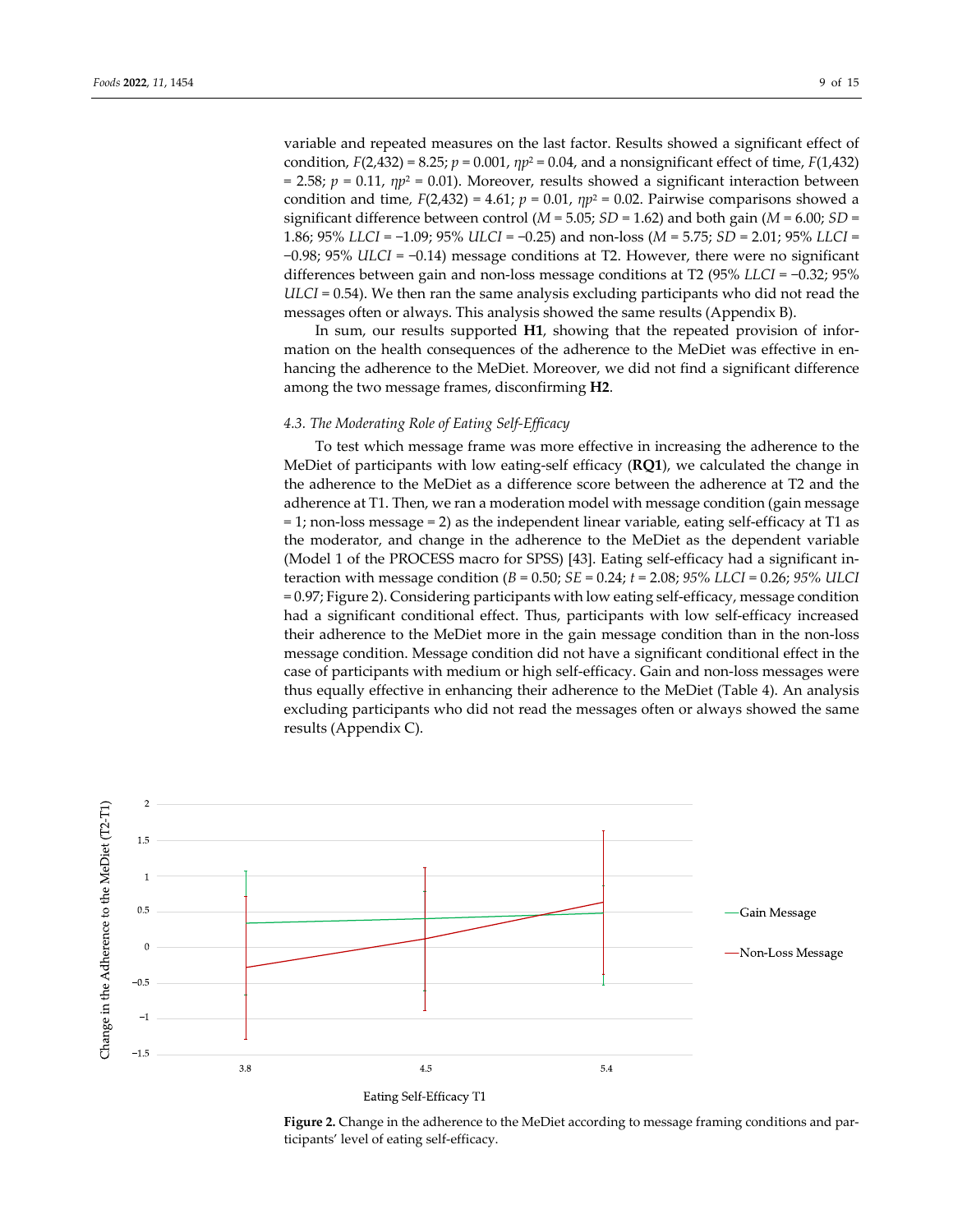variable and repeated measures on the last factor. Results showed a significant effect of condition, $F(2,432) = 8.25$; $p = 0.001$, $\eta p^2 = 0.04$, and a nonsignificant effect of time, $F(1,432) = 2.58$; $p = 0.11$, $\eta p^2 = 0.01$). Moreover, results showed a significant interaction between condition and time, $F(2,432) = 4.61$; $p = 0.01$, $\eta p^2 = 0.02$. Pairwise comparisons showed a significant difference between control ($M = 5.05$; $SD = 1.62$) and both gain ($M = 6.00$; $SD = 1.86$; 95% $LLCI = -1.09$; 95% $ULCI = -0.25$) and non-loss ($M = 5.75$; $SD = 2.01$; 95% $LLCI = -0.98$; 95% $ULCI = -0.14$) message conditions at T2. However, there were no significant differences between gain and non-loss message conditions at T2 (95% $LLCI = -0.32$; 95% $ULCI = 0.54$). We then ran the same analysis excluding participants who did not read the messages often or always. This analysis showed the same results (Appendix B).

In sum, our results supported **H1**, showing that the repeated provision of information on the health consequences of the adherence to the MeDiet was effective in enhancing the adherence to the MeDiet. Moreover, we did not find a significant difference among the two message frames, disconfirming **H2**.

### 4.3. The Moderating Role of Eating Self-Efficacy

To test which message frame was more effective in increasing the adherence to the MeDiet of participants with low eating-self efficacy (**RQ1**), we calculated the change in the adherence to the MeDiet as a difference score between the adherence at T2 and the adherence at T1. Then, we ran a moderation model with message condition (gain message = 1; non-loss message = 2) as the independent linear variable, eating self-efficacy at T1 as the moderator, and change in the adherence to the MeDiet as the dependent variable (Model 1 of the PROCESS macro for SPSS) [43]. Eating self-efficacy had a significant interaction with message condition ($B = 0.50$; $SE = 0.24$; $t = 2.08$; *95% LLCI* = 0.26; *95% ULCI* = 0.97; Figure 2). Considering participants with low eating self-efficacy, message condition had a significant conditional effect. Thus, participants with low self-efficacy increased their adherence to the MeDiet more in the gain message condition than in the non-loss message condition. Message condition did not have a significant conditional effect in the case of participants with medium or high self-efficacy. Gain and non-loss messages were thus equally effective in enhancing their adherence to the MeDiet (Table 4). An analysis excluding participants who did not read the messages often or always showed the same results (Appendix C).

**Figure 2.** Change in the adherence to the MeDiet according to message framing conditions and participants' level of eating self-efficacy.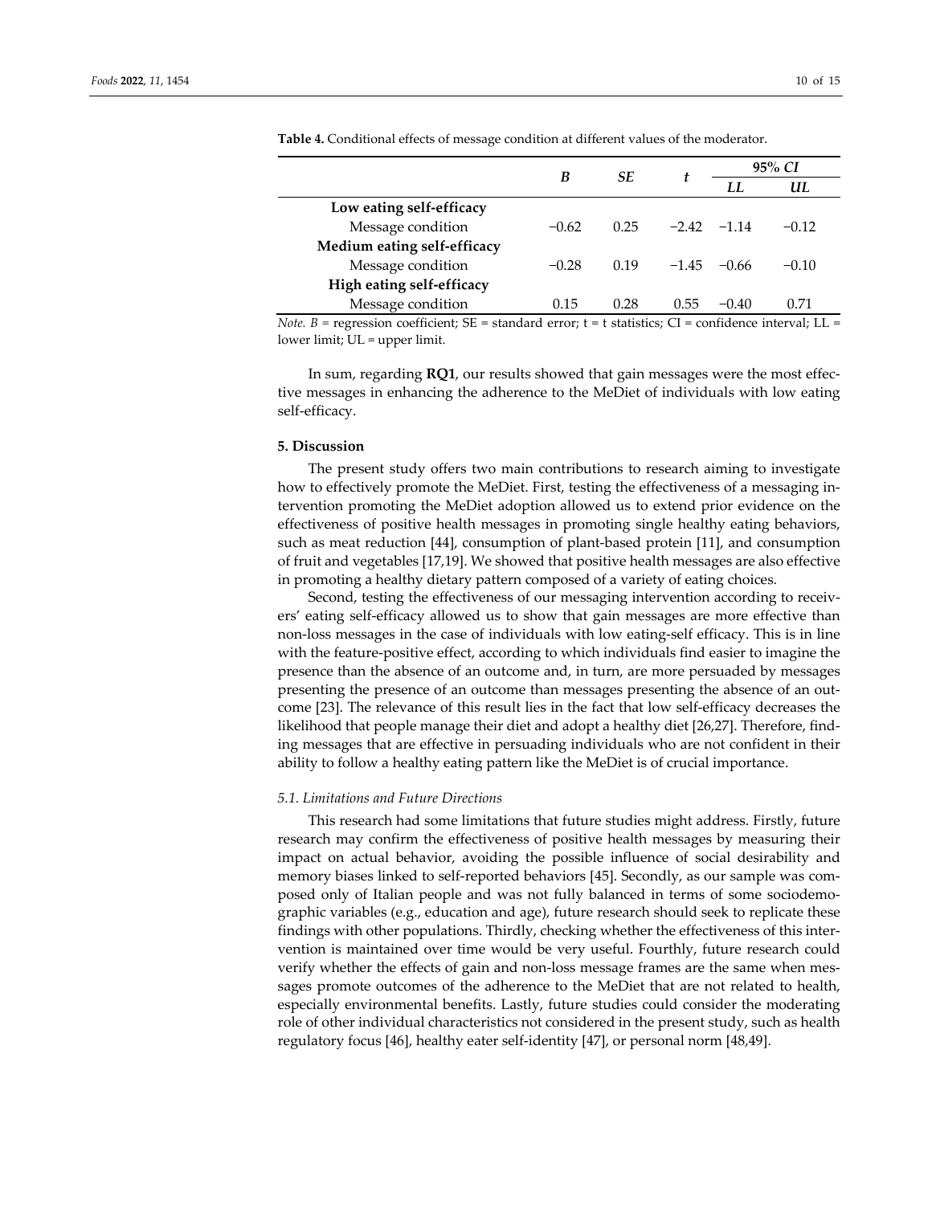**Table 4.** Conditional effects of message condition at different values of the moderator.

| | *B* | *SE* | *t* | 95% *CI* | |
|---|---|---|---|---|---|
| | | | | *LL* | *UL* |
| **Low eating self-efficacy** | | | | | |
| Message condition | −0.62 | 0.25 | −2.42 | −1.14 | −0.12 |
| **Medium eating self-efficacy** | | | | | |
| Message condition | −0.28 | 0.19 | −1.45 | −0.66 | −0.10 |
| **High eating self-efficacy** | | | | | |
| Message condition | 0.15 | 0.28 | 0.55 | −0.40 | 0.71 |

*Note. B* = regression coefficient; SE = standard error; t = t statistics; CI = confidence interval; LL = lower limit; UL = upper limit.

In sum, regarding **RQ1**, our results showed that gain messages were the most effective messages in enhancing the adherence to the MeDiet of individuals with low eating self-efficacy.

## 5. Discussion

The present study offers two main contributions to research aiming to investigate how to effectively promote the MeDiet. First, testing the effectiveness of a messaging intervention promoting the MeDiet adoption allowed us to extend prior evidence on the effectiveness of positive health messages in promoting single healthy eating behaviors, such as meat reduction [44], consumption of plant-based protein [11], and consumption of fruit and vegetables [17,19]. We showed that positive health messages are also effective in promoting a healthy dietary pattern composed of a variety of eating choices.

Second, testing the effectiveness of our messaging intervention according to receivers' eating self-efficacy allowed us to show that gain messages are more effective than non-loss messages in the case of individuals with low eating-self efficacy. This is in line with the feature-positive effect, according to which individuals find easier to imagine the presence than the absence of an outcome and, in turn, are more persuaded by messages presenting the presence of an outcome than messages presenting the absence of an outcome [23]. The relevance of this result lies in the fact that low self-efficacy decreases the likelihood that people manage their diet and adopt a healthy diet [26,27]. Therefore, finding messages that are effective in persuading individuals who are not confident in their ability to follow a healthy eating pattern like the MeDiet is of crucial importance.

### *5.1. Limitations and Future Directions*

This research had some limitations that future studies might address. Firstly, future research may confirm the effectiveness of positive health messages by measuring their impact on actual behavior, avoiding the possible influence of social desirability and memory biases linked to self-reported behaviors [45]. Secondly, as our sample was composed only of Italian people and was not fully balanced in terms of some sociodemographic variables (e.g., education and age), future research should seek to replicate these findings with other populations. Thirdly, checking whether the effectiveness of this intervention is maintained over time would be very useful. Fourthly, future research could verify whether the effects of gain and non-loss message frames are the same when messages promote outcomes of the adherence to the MeDiet that are not related to health, especially environmental benefits. Lastly, future studies could consider the moderating role of other individual characteristics not considered in the present study, such as health regulatory focus [46], healthy eater self-identity [47], or personal norm [48,49].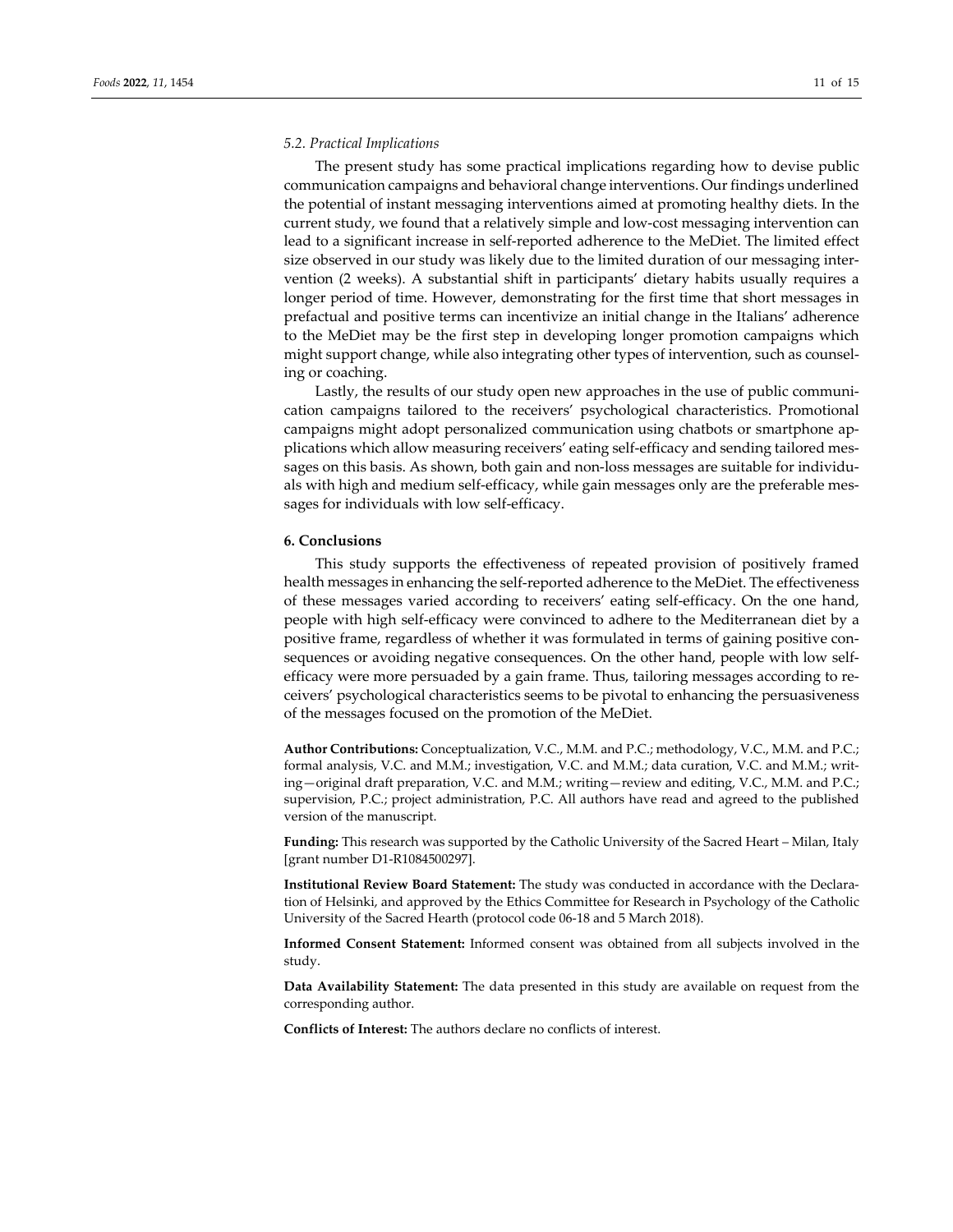### 5.2. Practical Implications

The present study has some practical implications regarding how to devise public communication campaigns and behavioral change interventions. Our findings underlined the potential of instant messaging interventions aimed at promoting healthy diets. In the current study, we found that a relatively simple and low-cost messaging intervention can lead to a significant increase in self-reported adherence to the MeDiet. The limited effect size observed in our study was likely due to the limited duration of our messaging intervention (2 weeks). A substantial shift in participants' dietary habits usually requires a longer period of time. However, demonstrating for the first time that short messages in prefactual and positive terms can incentivize an initial change in the Italians' adherence to the MeDiet may be the first step in developing longer promotion campaigns which might support change, while also integrating other types of intervention, such as counseling or coaching.

Lastly, the results of our study open new approaches in the use of public communication campaigns tailored to the receivers' psychological characteristics. Promotional campaigns might adopt personalized communication using chatbots or smartphone applications which allow measuring receivers' eating self-efficacy and sending tailored messages on this basis. As shown, both gain and non-loss messages are suitable for individuals with high and medium self-efficacy, while gain messages only are the preferable messages for individuals with low self-efficacy.

## 6. Conclusions

This study supports the effectiveness of repeated provision of positively framed health messages in enhancing the self-reported adherence to the MeDiet. The effectiveness of these messages varied according to receivers' eating self-efficacy. On the one hand, people with high self-efficacy were convinced to adhere to the Mediterranean diet by a positive frame, regardless of whether it was formulated in terms of gaining positive consequences or avoiding negative consequences. On the other hand, people with low self-efficacy were more persuaded by a gain frame. Thus, tailoring messages according to receivers' psychological characteristics seems to be pivotal to enhancing the persuasiveness of the messages focused on the promotion of the MeDiet.

**Author Contributions:** Conceptualization, V.C., M.M. and P.C.; methodology, V.C., M.M. and P.C.; formal analysis, V.C. and M.M.; investigation, V.C. and M.M.; data curation, V.C. and M.M.; writing—original draft preparation, V.C. and M.M.; writing—review and editing, V.C., M.M. and P.C.; supervision, P.C.; project administration, P.C. All authors have read and agreed to the published version of the manuscript.

**Funding:** This research was supported by the Catholic University of the Sacred Heart – Milan, Italy [grant number D1-R1084500297].

**Institutional Review Board Statement:** The study was conducted in accordance with the Declaration of Helsinki, and approved by the Ethics Committee for Research in Psychology of the Catholic University of the Sacred Hearth (protocol code 06-18 and 5 March 2018).

**Informed Consent Statement:** Informed consent was obtained from all subjects involved in the study.

**Data Availability Statement:** The data presented in this study are available on request from the corresponding author.

**Conflicts of Interest:** The authors declare no conflicts of interest.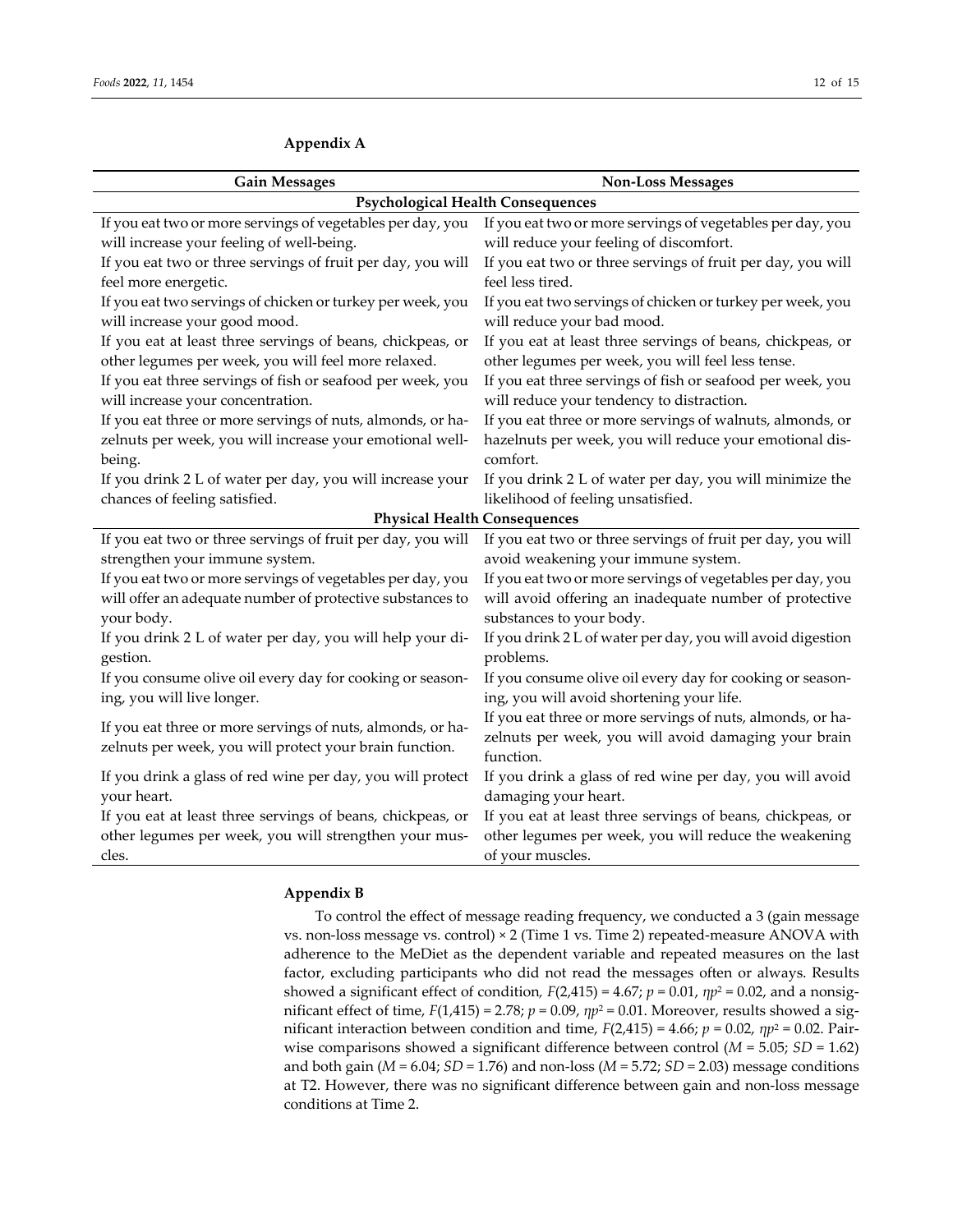## Appendix A

| Gain Messages | Non-Loss Messages |
|---|---|
| **Psychological Health Consequences** | |
| If you eat two or more servings of vegetables per day, you will increase your feeling of well-being. | If you eat two or more servings of vegetables per day, you will reduce your feeling of discomfort. |
| If you eat two or three servings of fruit per day, you will feel more energetic. | If you eat two or three servings of fruit per day, you will feel less tired. |
| If you eat two servings of chicken or turkey per week, you will increase your good mood. | If you eat two servings of chicken or turkey per week, you will reduce your bad mood. |
| If you eat at least three servings of beans, chickpeas, or other legumes per week, you will feel more relaxed. | If you eat at least three servings of beans, chickpeas, or other legumes per week, you will feel less tense. |
| If you eat three servings of fish or seafood per week, you will increase your concentration. | If you eat three servings of fish or seafood per week, you will reduce your tendency to distraction. |
| If you eat three or more servings of nuts, almonds, or hazelnuts per week, you will increase your emotional well-being. | If you eat three or more servings of walnuts, almonds, or hazelnuts per week, you will reduce your emotional discomfort. |
| If you drink 2 L of water per day, you will increase your chances of feeling satisfied. | If you drink 2 L of water per day, you will minimize the likelihood of feeling unsatisfied. |
| **Physical Health Consequences** | |
| If you eat two or three servings of fruit per day, you will strengthen your immune system. | If you eat two or three servings of fruit per day, you will avoid weakening your immune system. |
| If you eat two or more servings of vegetables per day, you will offer an adequate number of protective substances to your body. | If you eat two or more servings of vegetables per day, you will avoid offering an inadequate number of protective substances to your body. |
| If you drink 2 L of water per day, you will help your digestion. | If you drink 2 L of water per day, you will avoid digestion problems. |
| If you consume olive oil every day for cooking or seasoning, you will live longer. | If you consume olive oil every day for cooking or seasoning, you will avoid shortening your life. |
| If you eat three or more servings of nuts, almonds, or hazelnuts per week, you will protect your brain function. | If you eat three or more servings of nuts, almonds, or hazelnuts per week, you will avoid damaging your brain function. |
| If you drink a glass of red wine per day, you will protect your heart. | If you drink a glass of red wine per day, you will avoid damaging your heart. |
| If you eat at least three servings of beans, chickpeas, or other legumes per week, you will strengthen your muscles. | If you eat at least three servings of beans, chickpeas, or other legumes per week, you will reduce the weakening of your muscles. |

## Appendix B

To control the effect of message reading frequency, we conducted a 3 (gain message vs. non-loss message vs. control) × 2 (Time 1 vs. Time 2) repeated-measure ANOVA with adherence to the MeDiet as the dependent variable and repeated measures on the last factor, excluding participants who did not read the messages often or always. Results showed a significant effect of condition, $F(2,415) = 4.67$; $p = 0.01$, $\eta p^2 = 0.02$, and a nonsignificant effect of time, $F(1,415) = 2.78$; $p = 0.09$, $\eta p^2 = 0.01$. Moreover, results showed a significant interaction between condition and time, $F(2,415) = 4.66$; $p = 0.02$, $\eta p^2 = 0.02$. Pairwise comparisons showed a significant difference between control ($M = 5.05$; $SD = 1.62$) and both gain ($M = 6.04$; $SD = 1.76$) and non-loss ($M = 5.72$; $SD = 2.03$) message conditions at T2. However, there was no significant difference between gain and non-loss message conditions at Time 2.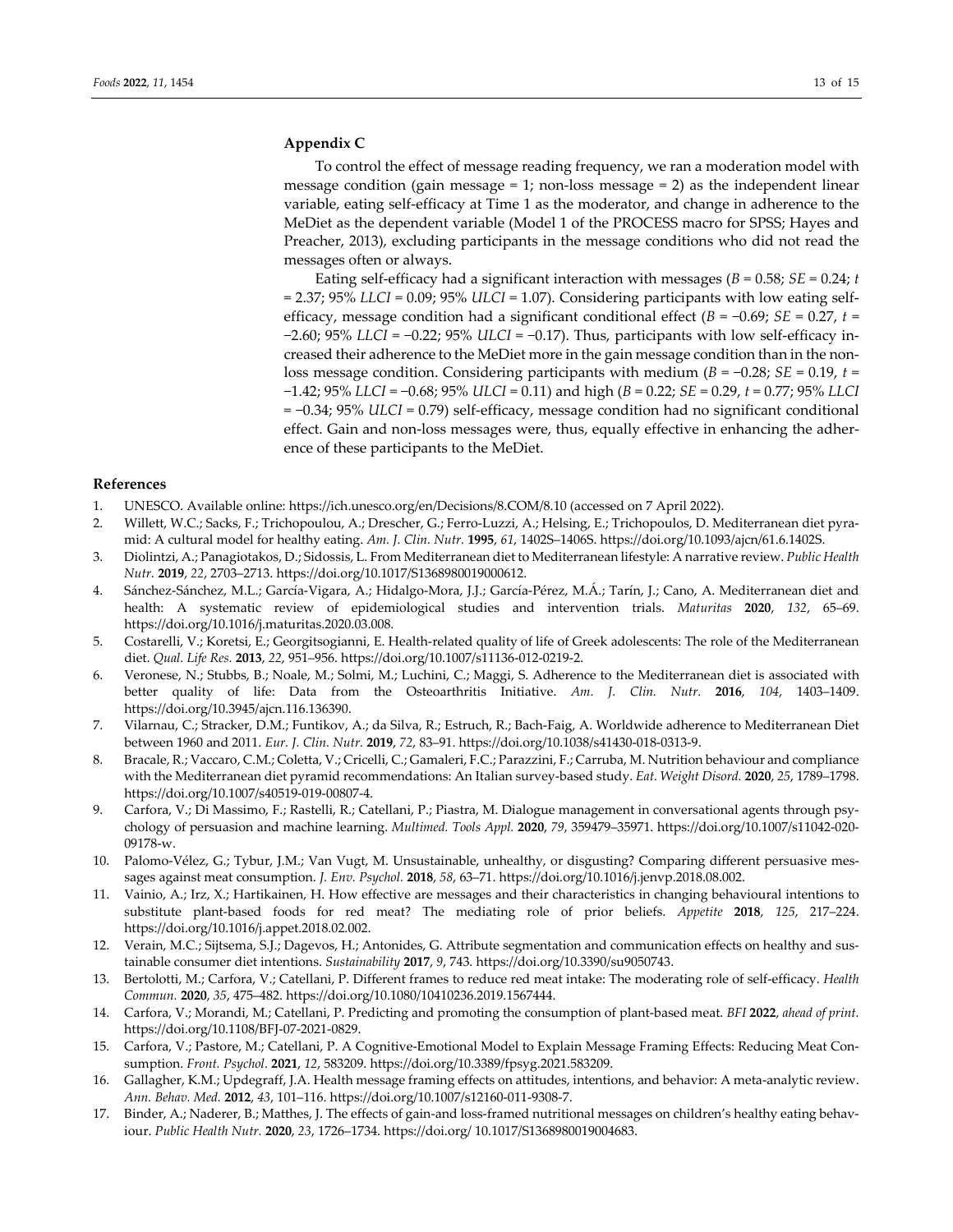## Appendix C

To control the effect of message reading frequency, we ran a moderation model with message condition (gain message = 1; non-loss message = 2) as the independent linear variable, eating self-efficacy at Time 1 as the moderator, and change in adherence to the MeDiet as the dependent variable (Model 1 of the PROCESS macro for SPSS; Hayes and Preacher, 2013), excluding participants in the message conditions who did not read the messages often or always.

Eating self-efficacy had a significant interaction with messages ($B = 0.58$; $SE = 0.24$; $t = 2.37$; 95% $LLCI = 0.09$; 95% $ULCI = 1.07$). Considering participants with low eating self-efficacy, message condition had a significant conditional effect ($B = -0.69$; $SE = 0.27$, $t = -2.60$; 95% $LLCI = -0.22$; 95% $ULCI = -0.17$). Thus, participants with low self-efficacy increased their adherence to the MeDiet more in the gain message condition than in the non-loss message condition. Considering participants with medium ($B = -0.28$; $SE = 0.19$, $t = -1.42$; 95% $LLCI = -0.68$; 95% $ULCI = 0.11$) and high ($B = 0.22$; $SE = 0.29$, $t = 0.77$; 95% $LLCI = -0.34$; 95% $ULCI = 0.79$) self-efficacy, message condition had no significant conditional effect. Gain and non-loss messages were, thus, equally effective in enhancing the adherence of these participants to the MeDiet.

## References

1. UNESCO. Available online: https://ich.unesco.org/en/Decisions/8.COM/8.10 (accessed on 7 April 2022).
2. Willett, W.C.; Sacks, F.; Trichopoulou, A.; Drescher, G.; Ferro-Luzzi, A.; Helsing, E.; Trichopoulos, D. Mediterranean diet pyramid: A cultural model for healthy eating. *Am. J. Clin. Nutr.* **1995**, *61*, 1402S–1406S. https://doi.org/10.1093/ajcn/61.6.1402S.
3. Diolintzi, A.; Panagiotakos, D.; Sidossis, L. From Mediterranean diet to Mediterranean lifestyle: A narrative review. *Public Health Nutr.* **2019**, *22*, 2703–2713. https://doi.org/10.1017/S1368980019000612.
4. Sánchez-Sánchez, M.L.; García-Vigara, A.; Hidalgo-Mora, J.J.; García-Pérez, M.Á.; Tarín, J.; Cano, A. Mediterranean diet and health: A systematic review of epidemiological studies and intervention trials. *Maturitas* **2020**, *132*, 65–69. https://doi.org/10.1016/j.maturitas.2020.03.008.
5. Costarelli, V.; Koretsi, E.; Georgitsogianni, E. Health-related quality of life of Greek adolescents: The role of the Mediterranean diet. *Qual. Life Res.* **2013**, *22*, 951–956. https://doi.org/10.1007/s11136-012-0219-2.
6. Veronese, N.; Stubbs, B.; Noale, M.; Solmi, M.; Luchini, C.; Maggi, S. Adherence to the Mediterranean diet is associated with better quality of life: Data from the Osteoarthritis Initiative. *Am. J. Clin. Nutr.* **2016**, *104*, 1403–1409. https://doi.org/10.3945/ajcn.116.136390.
7. Vilarnau, C.; Stracker, D.M.; Funtikov, A.; da Silva, R.; Estruch, R.; Bach-Faig, A. Worldwide adherence to Mediterranean Diet between 1960 and 2011. *Eur. J. Clin. Nutr.* **2019**, *72*, 83–91. https://doi.org/10.1038/s41430-018-0313-9.
8. Bracale, R.; Vaccaro, C.M.; Coletta, V.; Cricelli, C.; Gamaleri, F.C.; Parazzini, F.; Carruba, M. Nutrition behaviour and compliance with the Mediterranean diet pyramid recommendations: An Italian survey-based study. *Eat. Weight Disord.* **2020**, *25*, 1789–1798. https://doi.org/10.1007/s40519-019-00807-4.
9. Carfora, V.; Di Massimo, F.; Rastelli, R.; Catellani, P.; Piastra, M. Dialogue management in conversational agents through psychology of persuasion and machine learning. *Multimed. Tools Appl.* **2020**, *79*, 359479–35971. https://doi.org/10.1007/s11042-020-09178-w.
10. Palomo-Vélez, G.; Tybur, J.M.; Van Vugt, M. Unsustainable, unhealthy, or disgusting? Comparing different persuasive messages against meat consumption. *J. Env. Psychol.* **2018**, *58*, 63–71. https://doi.org/10.1016/j.jenvp.2018.08.002.
11. Vainio, A.; Irz, X.; Hartikainen, H. How effective are messages and their characteristics in changing behavioural intentions to substitute plant-based foods for red meat? The mediating role of prior beliefs. *Appetite* **2018**, *125*, 217–224. https://doi.org/10.1016/j.appet.2018.02.002.
12. Verain, M.C.; Sijtsema, S.J.; Dagevos, H.; Antonides, G. Attribute segmentation and communication effects on healthy and sustainable consumer diet intentions. *Sustainability* **2017**, *9*, 743. https://doi.org/10.3390/su9050743.
13. Bertolotti, M.; Carfora, V.; Catellani, P. Different frames to reduce red meat intake: The moderating role of self-efficacy. *Health Commun.* **2020**, *35*, 475–482. https://doi.org/10.1080/10410236.2019.1567444.
14. Carfora, V.; Morandi, M.; Catellani, P. Predicting and promoting the consumption of plant-based meat. *BFJ* **2022**, *ahead of print.* https://doi.org/10.1108/BFJ-07-2021-0829.
15. Carfora, V.; Pastore, M.; Catellani, P. A Cognitive-Emotional Model to Explain Message Framing Effects: Reducing Meat Consumption. *Front. Psychol.* **2021**, *12*, 583209. https://doi.org/10.3389/fpsyg.2021.583209.
16. Gallagher, K.M.; Updegraff, J.A. Health message framing effects on attitudes, intentions, and behavior: A meta-analytic review. *Ann. Behav. Med.* **2012**, *43*, 101–116. https://doi.org/10.1007/s12160-011-9308-7.
17. Binder, A.; Naderer, B.; Matthes, J. The effects of gain-and loss-framed nutritional messages on children's healthy eating behaviour. *Public Health Nutr.* **2020**, *23*, 1726–1734. https://doi.org/ 10.1017/S1368980019004683.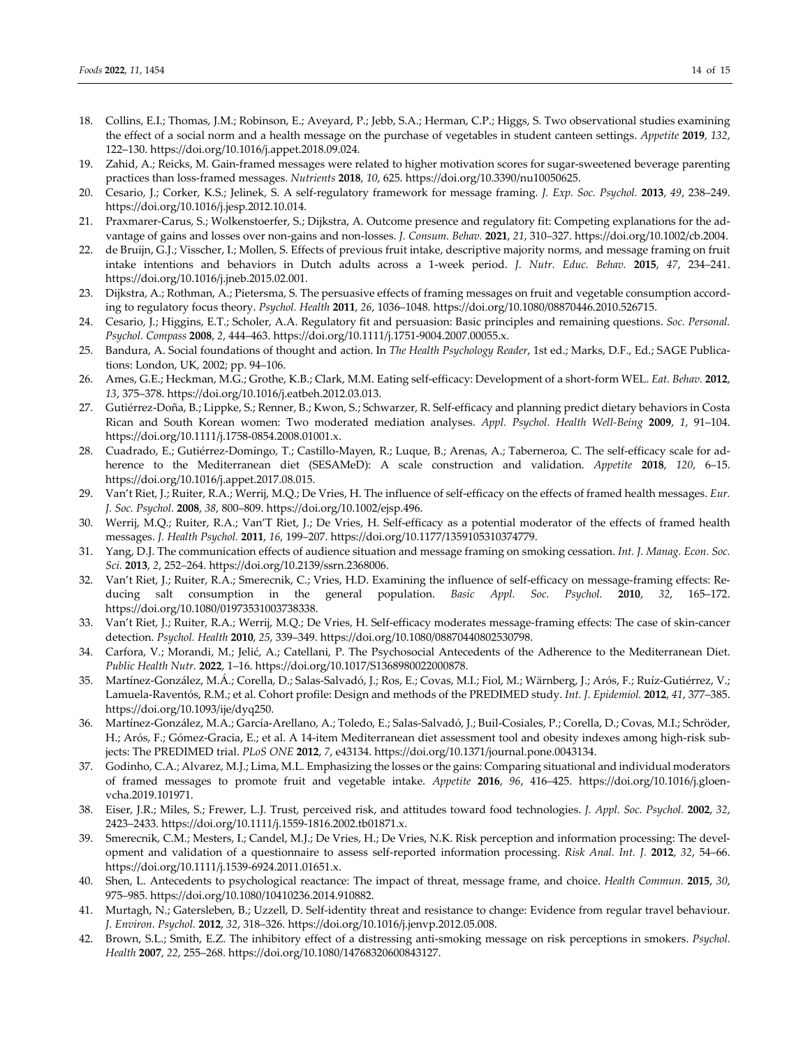18. Collins, E.I.; Thomas, J.M.; Robinson, E.; Aveyard, P.; Jebb, S.A.; Herman, C.P.; Higgs, S. Two observational studies examining the effect of a social norm and a health message on the purchase of vegetables in student canteen settings. *Appetite* **2019**, *132*, 122–130. https://doi.org/10.1016/j.appet.2018.09.024.
19. Zahid, A.; Reicks, M. Gain-framed messages were related to higher motivation scores for sugar-sweetened beverage parenting practices than loss-framed messages. *Nutrients* **2018**, *10*, 625. https://doi.org/10.3390/nu10050625.
20. Cesario, J.; Corker, K.S.; Jelinek, S. A self-regulatory framework for message framing. *J. Exp. Soc. Psychol.* **2013**, *49*, 238–249. https://doi.org/10.1016/j.jesp.2012.10.014.
21. Praxmarer-Carus, S.; Wolkenstoerfer, S.; Dijkstra, A. Outcome presence and regulatory fit: Competing explanations for the advantage of gains and losses over non-gains and non-losses. *J. Consum. Behav.* **2021**, *21*, 310–327. https://doi.org/10.1002/cb.2004.
22. de Bruijn, G.J.; Visscher, I.; Mollen, S. Effects of previous fruit intake, descriptive majority norms, and message framing on fruit intake intentions and behaviors in Dutch adults across a 1-week period. *J. Nutr. Educ. Behav.* **2015**, *47*, 234–241. https://doi.org/10.1016/j.jneb.2015.02.001.
23. Dijkstra, A.; Rothman, A.; Pietersma, S. The persuasive effects of framing messages on fruit and vegetable consumption according to regulatory focus theory. *Psychol. Health* **2011**, *26*, 1036–1048. https://doi.org/10.1080/08870446.2010.526715.
24. Cesario, J.; Higgins, E.T.; Scholer, A.A. Regulatory fit and persuasion: Basic principles and remaining questions. *Soc. Personal. Psychol. Compass* **2008**, *2*, 444–463. https://doi.org/10.1111/j.1751-9004.2007.00055.x.
25. Bandura, A. Social foundations of thought and action. In *The Health Psychology Reader*, 1st ed.; Marks, D.F., Ed.; SAGE Publications: London, UK, 2002; pp. 94–106.
26. Ames, G.E.; Heckman, M.G.; Grothe, K.B.; Clark, M.M. Eating self-efficacy: Development of a short-form WEL. *Eat. Behav.* **2012**, *13*, 375–378. https://doi.org/10.1016/j.eatbeh.2012.03.013.
27. Gutiérrez-Doña, B.; Lippke, S.; Renner, B.; Kwon, S.; Schwarzer, R. Self-efficacy and planning predict dietary behaviors in Costa Rican and South Korean women: Two moderated mediation analyses. *Appl. Psychol. Health Well-Being* **2009**, *1*, 91–104. https://doi.org/10.1111/j.1758-0854.2008.01001.x.
28. Cuadrado, E.; Gutiérrez-Domingo, T.; Castillo-Mayen, R.; Luque, B.; Arenas, A.; Taberneroa, C. The self-efficacy scale for adherence to the Mediterranean diet (SESAMeD): A scale construction and validation. *Appetite* **2018**, *120*, 6–15. https://doi.org/10.1016/j.appet.2017.08.015.
29. Van't Riet, J.; Ruiter, R.A.; Werrij, M.Q.; De Vries, H. The influence of self-efficacy on the effects of framed health messages. *Eur. J. Soc. Psychol.* **2008**, *38*, 800–809. https://doi.org/10.1002/ejsp.496.
30. Werrij, M.Q.; Ruiter, R.A.; Van'T Riet, J.; De Vries, H. Self-efficacy as a potential moderator of the effects of framed health messages. *J. Health Psychol.* **2011**, *16*, 199–207. https://doi.org/10.1177/1359105310374779.
31. Yang, D.J. The communication effects of audience situation and message framing on smoking cessation. *Int. J. Manag. Econ. Soc. Sci.* **2013**, *2*, 252–264. https://doi.org/10.2139/ssrn.2368006.
32. Van't Riet, J.; Ruiter, R.A.; Smerecnik, C.; Vries, H.D. Examining the influence of self-efficacy on message-framing effects: Reducing salt consumption in the general population. *Basic Appl. Soc. Psychol.* **2010**, *32*, 165–172. https://doi.org/10.1080/01973531003738338.
33. Van't Riet, J.; Ruiter, R.A.; Werrij, M.Q.; De Vries, H. Self-efficacy moderates message-framing effects: The case of skin-cancer detection. *Psychol. Health* **2010**, *25*, 339–349. https://doi.org/10.1080/08870440802530798.
34. Carfora, V.; Morandi, M.; Jelić, A.; Catellani, P. The Psychosocial Antecedents of the Adherence to the Mediterranean Diet. *Public Health Nutr.* **2022**, 1–16. https://doi.org/10.1017/S1368980022000878.
35. Martínez-González, M.Á.; Corella, D.; Salas-Salvadó, J.; Ros, E.; Covas, M.I.; Fiol, M.; Wärnberg, J.; Arós, F.; Ruíz-Gutiérrez, V.; Lamuela-Raventós, R.M.; et al. Cohort profile: Design and methods of the PREDIMED study. *Int. J. Epidemiol.* **2012**, *41*, 377–385. https://doi.org/10.1093/ije/dyq250.
36. Martínez-González, M.A.; García-Arellano, A.; Toledo, E.; Salas-Salvadó, J.; Buil-Cosiales, P.; Corella, D.; Covas, M.I.; Schröder, H.; Arós, F.; Gómez-Gracia, E.; et al. A 14-item Mediterranean diet assessment tool and obesity indexes among high-risk subjects: The PREDIMED trial. *PLoS ONE* **2012**, *7*, e43134. https://doi.org/10.1371/journal.pone.0043134.
37. Godinho, C.A.; Alvarez, M.J.; Lima, M.L. Emphasizing the losses or the gains: Comparing situational and individual moderators of framed messages to promote fruit and vegetable intake. *Appetite* **2016**, *96*, 416–425. https://doi.org/10.1016/j.gloenvcha.2019.101971.
38. Eiser, J.R.; Miles, S.; Frewer, L.J. Trust, perceived risk, and attitudes toward food technologies. *J. Appl. Soc. Psychol.* **2002**, *32*, 2423–2433. https://doi.org/10.1111/j.1559-1816.2002.tb01871.x.
39. Smerecnik, C.M.; Mesters, I.; Candel, M.J.; De Vries, H.; De Vries, N.K. Risk perception and information processing: The development and validation of a questionnaire to assess self-reported information processing. *Risk Anal. Int. J.* **2012**, *32*, 54–66. https://doi.org/10.1111/j.1539-6924.2011.01651.x.
40. Shen, L. Antecedents to psychological reactance: The impact of threat, message frame, and choice. *Health Commun.* **2015**, *30*, 975–985. https://doi.org/10.1080/10410236.2014.910882.
41. Murtagh, N.; Gatersleben, B.; Uzzell, D. Self-identity threat and resistance to change: Evidence from regular travel behaviour. *J. Environ. Psychol.* **2012**, *32*, 318–326. https://doi.org/10.1016/j.jenvp.2012.05.008.
42. Brown, S.L.; Smith, E.Z. The inhibitory effect of a distressing anti-smoking message on risk perceptions in smokers. *Psychol. Health* **2007**, *22*, 255–268. https://doi.org/10.1080/14768320600843127.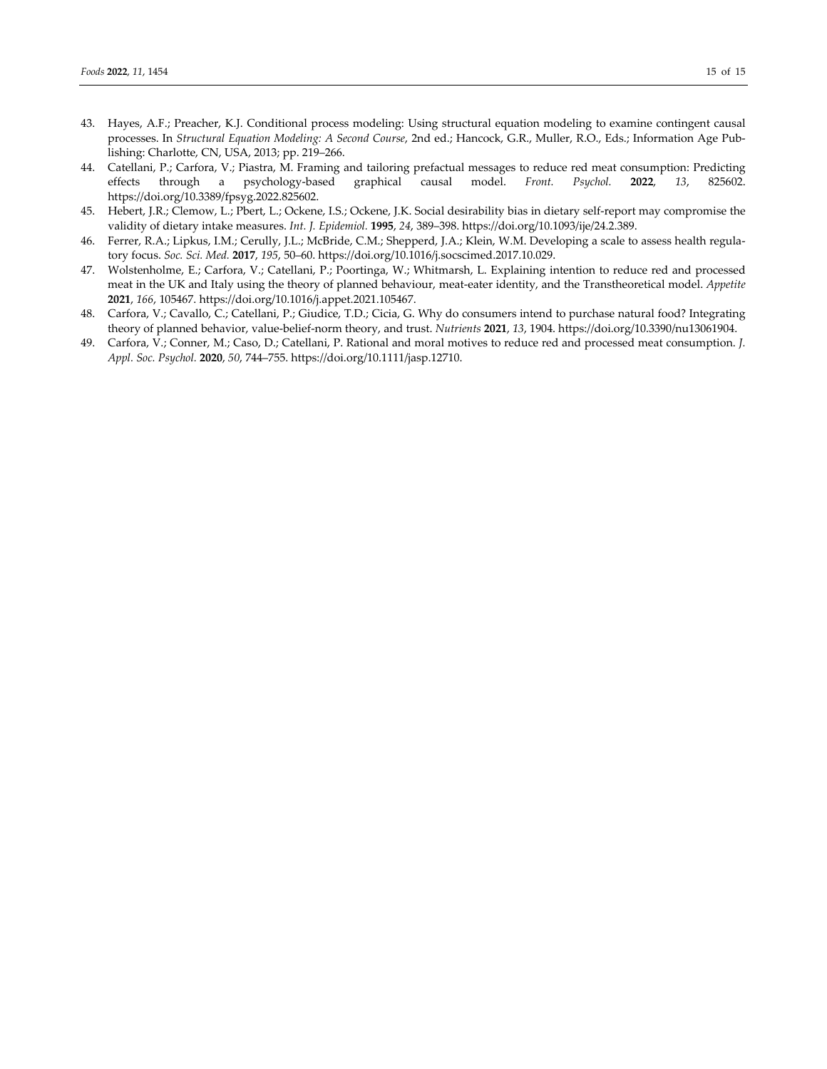43. Hayes, A.F.; Preacher, K.J. Conditional process modeling: Using structural equation modeling to examine contingent causal processes. In *Structural Equation Modeling: A Second Course*, 2nd ed.; Hancock, G.R., Muller, R.O., Eds.; Information Age Publishing: Charlotte, CN, USA, 2013; pp. 219–266.
44. Catellani, P.; Carfora, V.; Piastra, M. Framing and tailoring prefactual messages to reduce red meat consumption: Predicting effects through a psychology-based graphical causal model. *Front. Psychol.* **2022**, *13*, 825602. https://doi.org/10.3389/fpsyg.2022.825602.
45. Hebert, J.R.; Clemow, L.; Pbert, L.; Ockene, I.S.; Ockene, J.K. Social desirability bias in dietary self-report may compromise the validity of dietary intake measures. *Int. J. Epidemiol.* **1995**, *24*, 389–398. https://doi.org/10.1093/ije/24.2.389.
46. Ferrer, R.A.; Lipkus, I.M.; Cerully, J.L.; McBride, C.M.; Shepperd, J.A.; Klein, W.M. Developing a scale to assess health regulatory focus. *Soc. Sci. Med.* **2017**, *195*, 50–60. https://doi.org/10.1016/j.socscimed.2017.10.029.
47. Wolstenholme, E.; Carfora, V.; Catellani, P.; Poortinga, W.; Whitmarsh, L. Explaining intention to reduce red and processed meat in the UK and Italy using the theory of planned behaviour, meat-eater identity, and the Transtheoretical model. *Appetite* **2021**, *166*, 105467. https://doi.org/10.1016/j.appet.2021.105467.
48. Carfora, V.; Cavallo, C.; Catellani, P.; Giudice, T.D.; Cicia, G. Why do consumers intend to purchase natural food? Integrating theory of planned behavior, value-belief-norm theory, and trust. *Nutrients* **2021**, *13*, 1904. https://doi.org/10.3390/nu13061904.
49. Carfora, V.; Conner, M.; Caso, D.; Catellani, P. Rational and moral motives to reduce red and processed meat consumption. *J. Appl. Soc. Psychol.* **2020**, *50*, 744–755. https://doi.org/10.1111/jasp.12710.